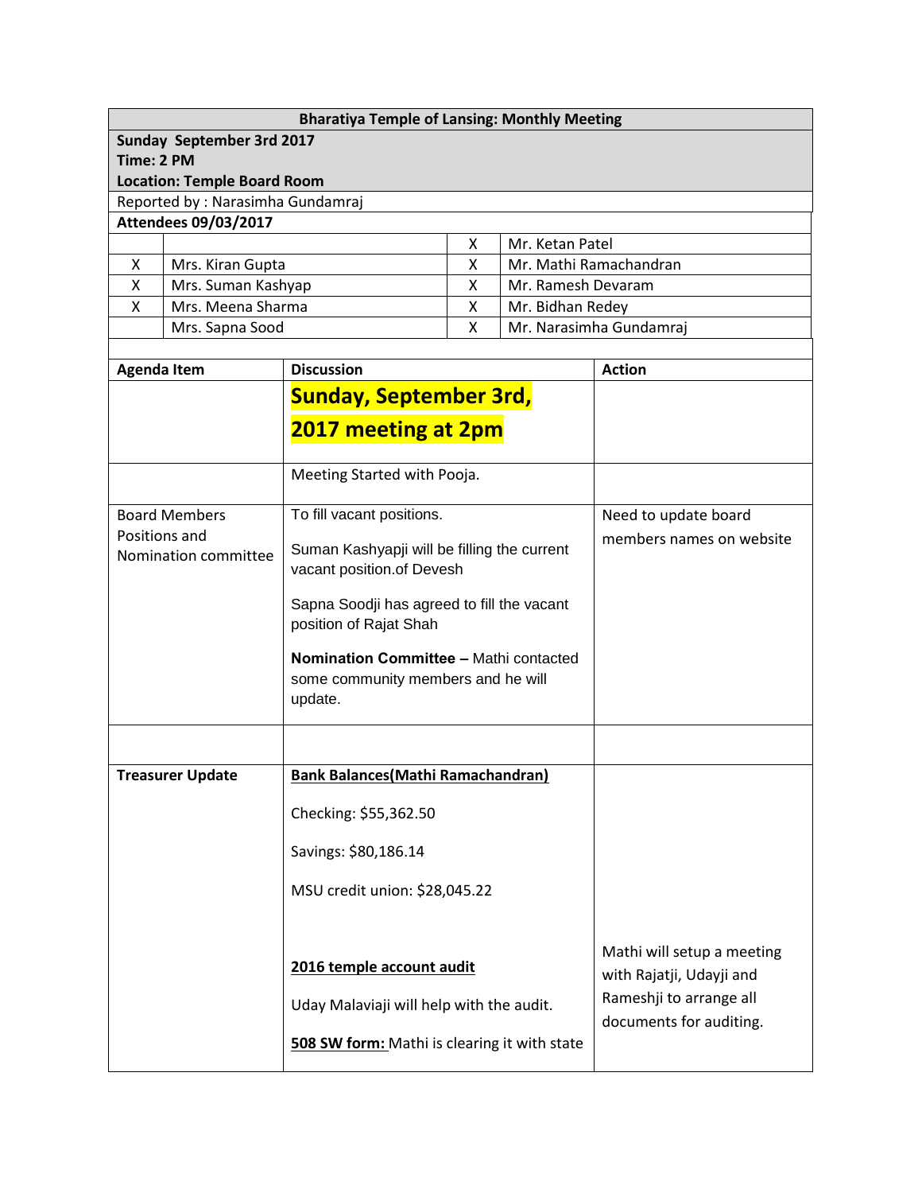| Bharatiya Temple of Lansing: Monthly Meeting | | | |
|---|---|---|---|
| **Sunday September 3rd 2017**<br>**Time: 2 PM**<br>**Location: Temple Board Room** | | | |
| Reported by : Narasimha Gundamraj | | | |
| **Attendees 09/03/2017** | | | |
| | | X | Mr. Ketan Patel |
| X | Mrs. Kiran Gupta | X | Mr. Mathi Ramachandran |
| X | Mrs. Suman Kashyap | X | Mr. Ramesh Devaram |
| X | Mrs. Meena Sharma | X | Mr. Bidhan Redey |
| | Mrs. Sapna Sood | X | Mr. Narasimha Gundamraj |

| Agenda Item | Discussion | Action |
|---|---|---|
| | **Sunday, September 3rd, 2017 meeting at 2pm** | |
| | Meeting Started with Pooja. | |
| Board Members Positions and Nomination committee | To fill vacant positions.<br><br>Suman Kashyapji will be filling the current vacant position.of Devesh<br><br>Sapna Soodji has agreed to fill the vacant position of Rajat Shah<br><br>**Nomination Committee –** Mathi contacted some community members and he will update. | Need to update board members names on website |
| | | |
| **Treasurer Update** | **Bank Balances(Mathi Ramachandran)**<br><br>Checking: $55,362.50<br><br>Savings: $80,186.14<br><br>MSU credit union: $28,045.22<br><br>**2016 temple account audit**<br><br>Uday Malaviaji will help with the audit.<br><br>**508 SW form:** Mathi is clearing it with state | Mathi will setup a meeting with Rajatji, Udayji and Rameshji to arrange all documents for auditing. |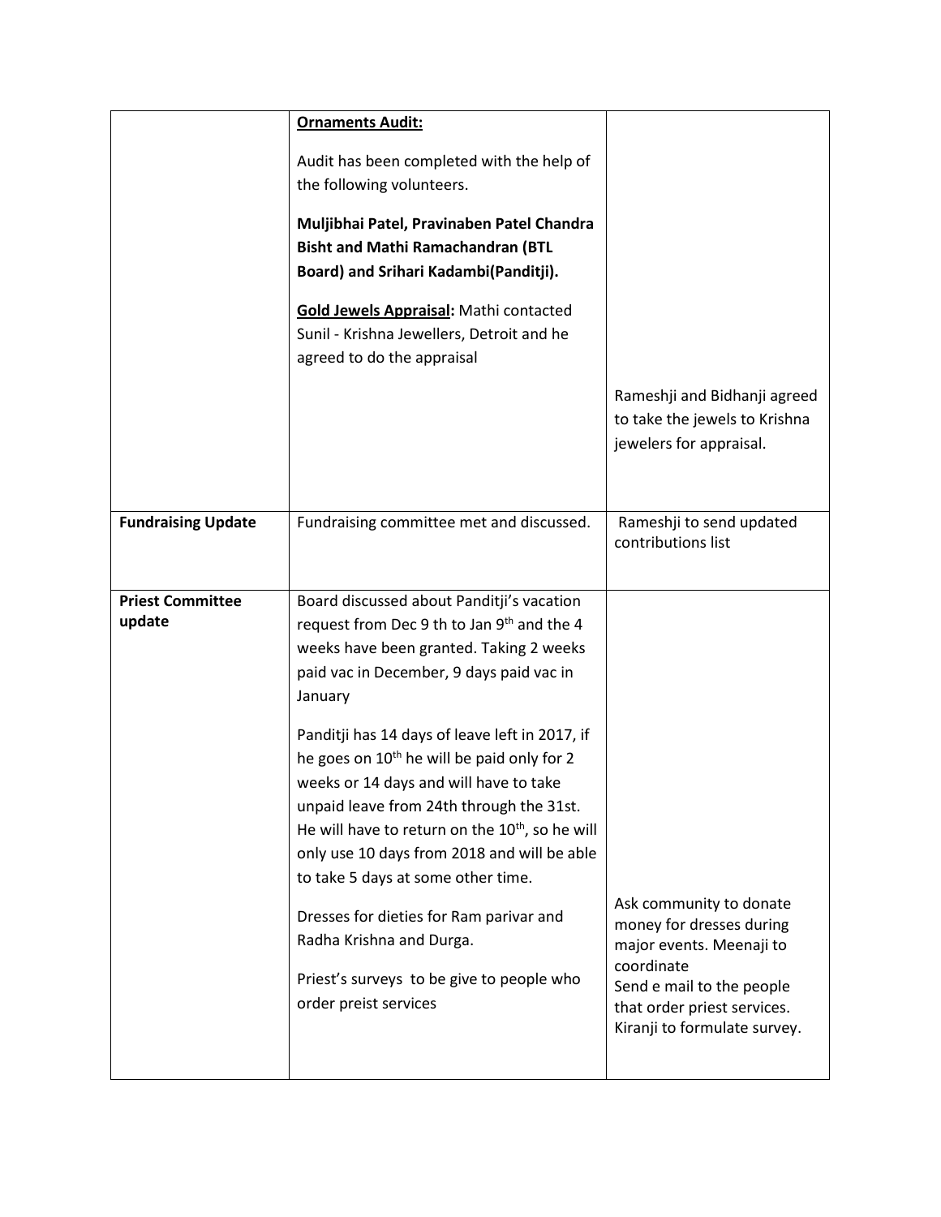| | | |
|---|---|---|
| | **Ornaments Audit:**<br><br>Audit has been completed with the help of the following volunteers.<br><br>**Muljibhai Patel, Pravinaben Patel Chandra Bisht and Mathi Ramachandran (BTL Board) and Srihari Kadambi(Panditji).**<br><br>**Gold Jewels Appraisal:** Mathi contacted Sunil - Krishna Jewellers, Detroit and he agreed to do the appraisal | Rameshji and Bidhanji agreed to take the jewels to Krishna jewelers for appraisal. |
| **Fundraising Update** | Fundraising committee met and discussed. | Rameshji to send updated contributions list |
| **Priest Committee update** | Board discussed about Panditji's vacation request from Dec 9 th to Jan 9th and the 4 weeks have been granted. Taking 2 weeks paid vac in December, 9 days paid vac in January<br><br>Panditji has 14 days of leave left in 2017, if he goes on 10th he will be paid only for 2 weeks or 14 days and will have to take unpaid leave from 24th through the 31st. He will have to return on the 10th, so he will only use 10 days from 2018 and will be able to take 5 days at some other time.<br><br>Dresses for dieties for Ram parivar and Radha Krishna and Durga.<br><br>Priest's surveys to be give to people who order preist services | Ask community to donate money for dresses during major events. Meenaji to coordinate<br>Send e mail to the people that order priest services. Kiranji to formulate survey. |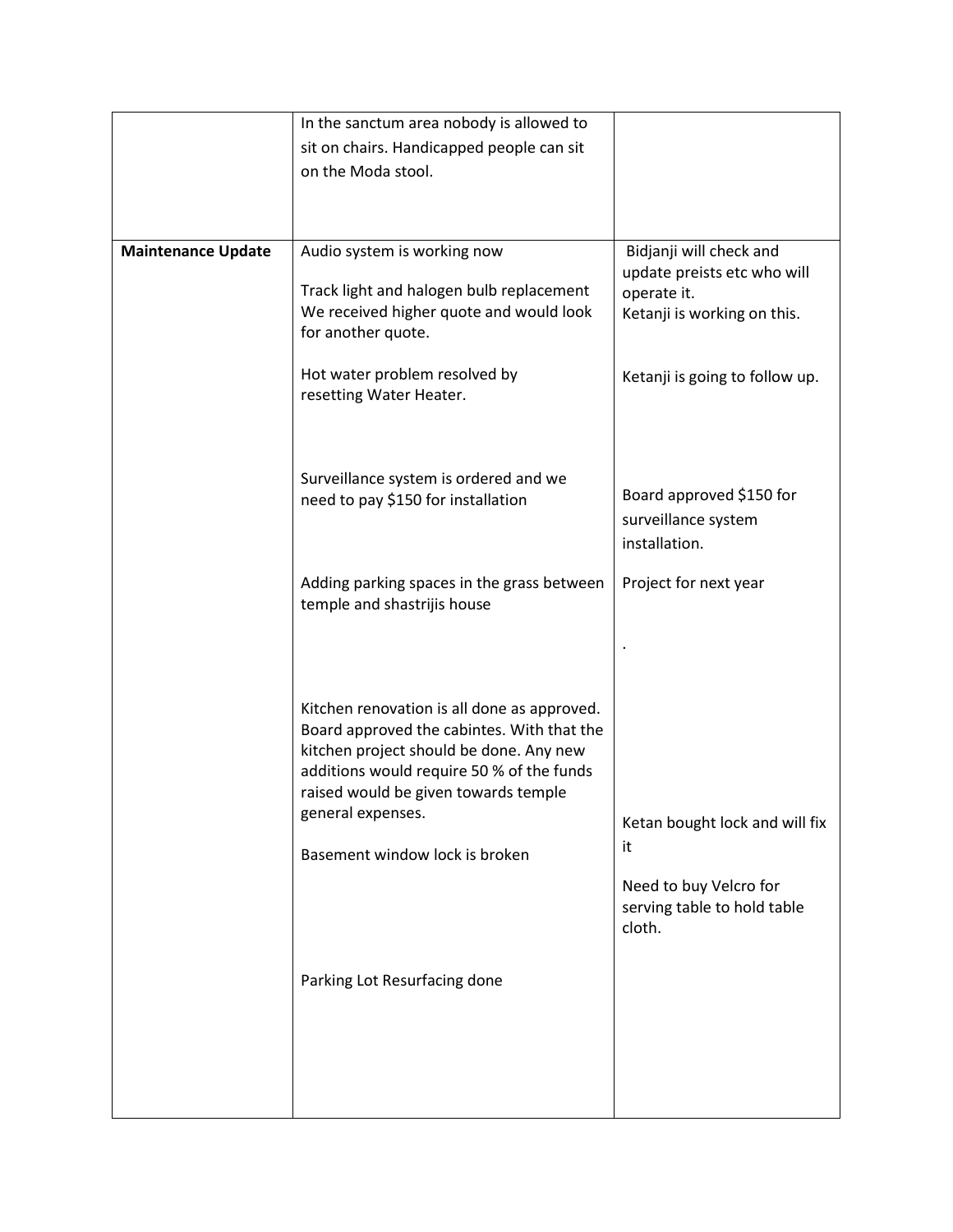| | | |
|---|---|---|
| | In the sanctum area nobody is allowed to sit on chairs. Handicapped people can sit on the Moda stool. | |
| **Maintenance Update** | Audio system is working now | Bidjanji will check and update preists etc who will operate it. |
| | Track light and halogen bulb replacement We received higher quote and would look for another quote. | Ketanji is working on this. |
| | Hot water problem resolved by resetting Water Heater. | Ketanji is going to follow up. |
| | Surveillance system is ordered and we need to pay $150 for installation | Board approved $150 for surveillance system installation. |
| | Adding parking spaces in the grass between temple and shastrijis house | Project for next year<br><br>. |
| | Kitchen renovation is all done as approved. Board approved the cabintes. With that the kitchen project should be done. Any new additions would require 50 % of the funds raised would be given towards temple general expenses. | |
| | Basement window lock is broken | Ketan bought lock and will fix it |
| | | Need to buy Velcro for serving table to hold table cloth. |
| | Parking Lot Resurfacing done | |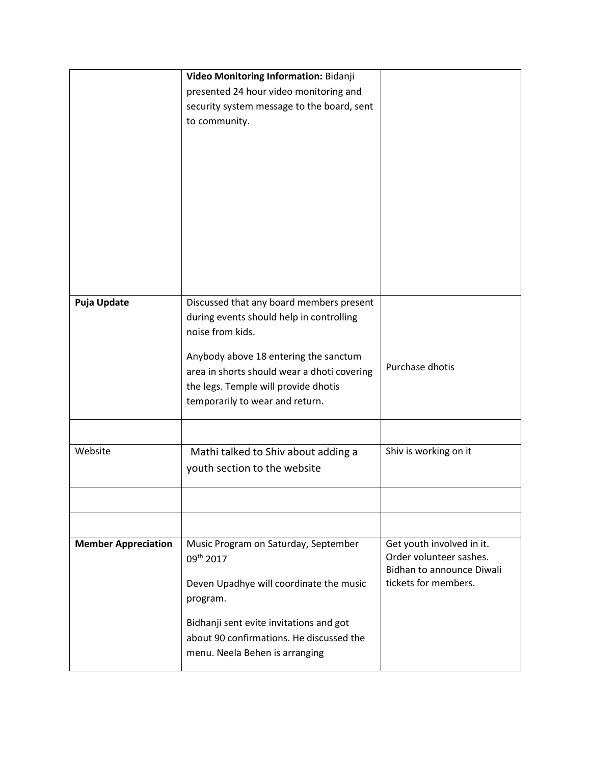| | | |
|---|---|---|
| | **Video Monitoring Information:** Bidanji presented 24 hour video monitoring and security system message to the board, sent to community. | |
| **Puja Update** | Discussed that any board members present during events should help in controlling noise from kids.<br><br>Anybody above 18 entering the sanctum area in shorts should wear a dhoti covering the legs. Temple will provide dhotis temporarily to wear and return. | Purchase dhotis |
| | | |
| Website | Mathi talked to Shiv about adding a youth section to the website | Shiv is working on it |
| | | |
| | | |
| **Member Appreciation** | Music Program on Saturday, September 09th 2017<br><br>Deven Upadhye will coordinate the music program.<br><br>Bidhanji sent evite invitations and got about 90 confirmations. He discussed the menu. Neela Behen is arranging | Get youth involved in it.<br>Order volunteer sashes.<br>Bidhan to announce Diwali tickets for members. |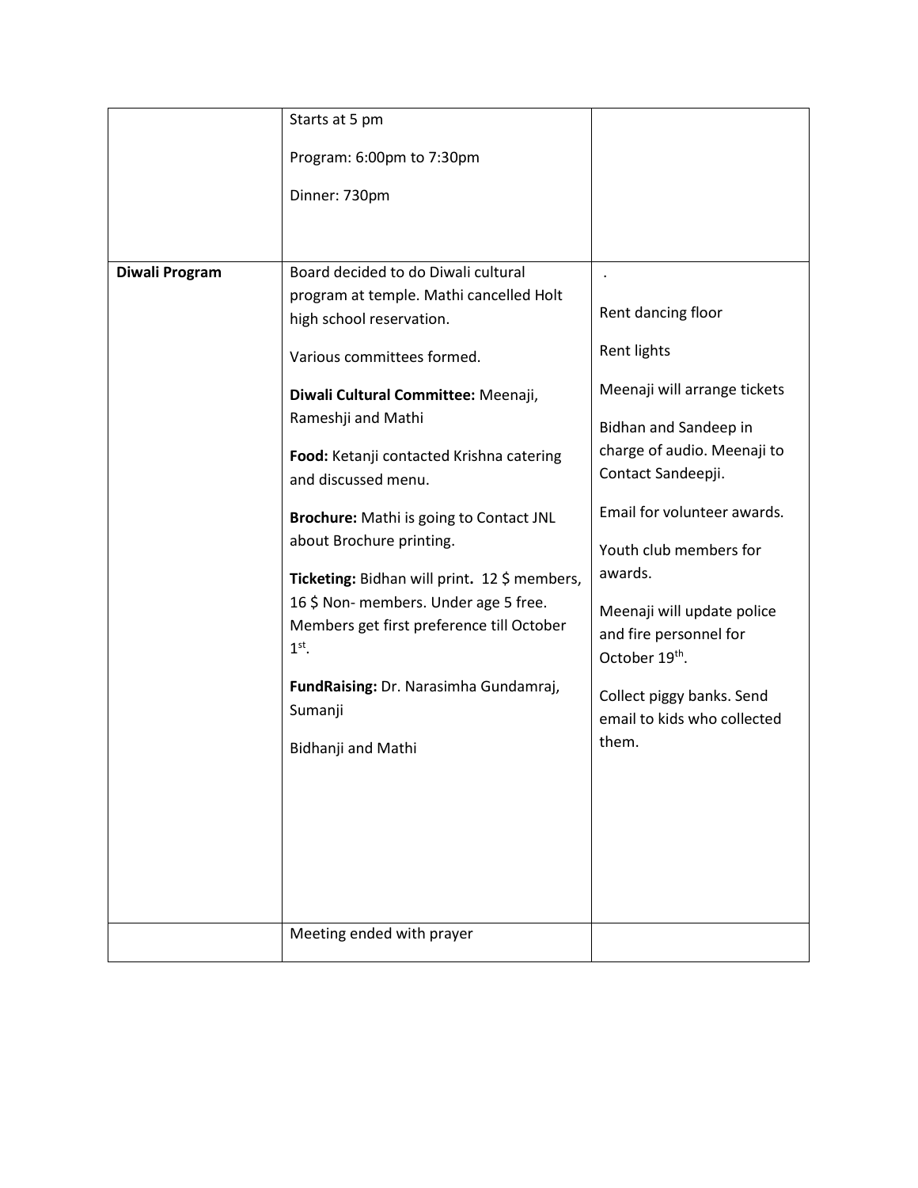| | | |
|---|---|---|
| | Starts at 5 pm<br><br>Program: 6:00pm to 7:30pm<br><br>Dinner: 730pm | |
| **Diwali Program** | Board decided to do Diwali cultural program at temple. Mathi cancelled Holt high school reservation.<br><br>Various committees formed.<br><br>**Diwali Cultural Committee:** Meenaji, Rameshji and Mathi<br><br>**Food:** Ketanji contacted Krishna catering and discussed menu.<br><br>**Brochure:** Mathi is going to Contact JNL about Brochure printing.<br><br>**Ticketing:** Bidhan will print**.** 12 $ members, 16 $ Non- members. Under age 5 free. Members get first preference till October 1st.<br><br>**FundRaising:** Dr. Narasimha Gundamraj, Sumanji<br><br>Bidhanji and Mathi | .<br><br>Rent dancing floor<br><br>Rent lights<br><br>Meenaji will arrange tickets<br><br>Bidhan and Sandeep in charge of audio. Meenaji to Contact Sandeepji.<br><br>Email for volunteer awards.<br><br>Youth club members for awards.<br><br>Meenaji will update police and fire personnel for October 19th.<br><br>Collect piggy banks. Send email to kids who collected them. |
| | Meeting ended with prayer | |